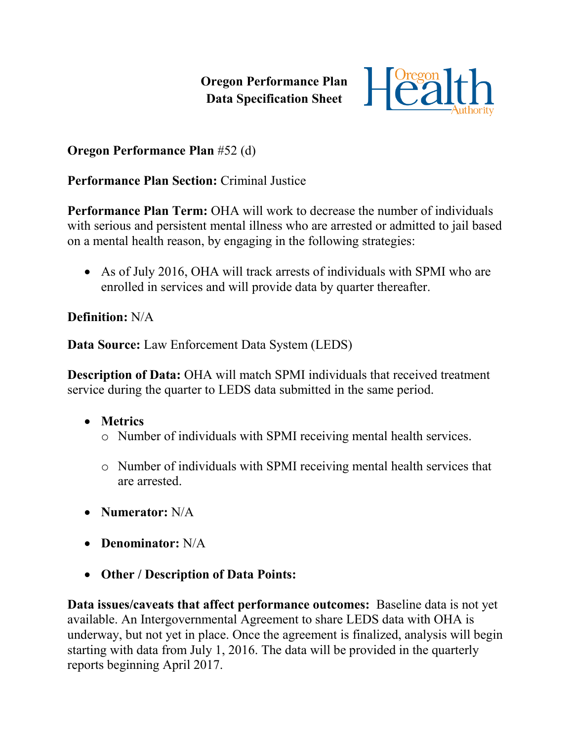**Oregon Performance Plan**
**Data Specification Sheet**

**Oregon Performance Plan** #52 (d)

**Performance Plan Section:** Criminal Justice

**Performance Plan Term:** OHA will work to decrease the number of individuals with serious and persistent mental illness who are arrested or admitted to jail based on a mental health reason, by engaging in the following strategies:

- As of July 2016, OHA will track arrests of individuals with SPMI who are enrolled in services and will provide data by quarter thereafter.

**Definition:** N/A

**Data Source:** Law Enforcement Data System (LEDS)

**Description of Data:** OHA will match SPMI individuals that received treatment service during the quarter to LEDS data submitted in the same period.

- **Metrics**
  - Number of individuals with SPMI receiving mental health services.
  - Number of individuals with SPMI receiving mental health services that are arrested.
- **Numerator:** N/A
- **Denominator:** N/A
- **Other / Description of Data Points:**

**Data issues/caveats that affect performance outcomes:** Baseline data is not yet available. An Intergovernmental Agreement to share LEDS data with OHA is underway, but not yet in place. Once the agreement is finalized, analysis will begin starting with data from July 1, 2016. The data will be provided in the quarterly reports beginning April 2017.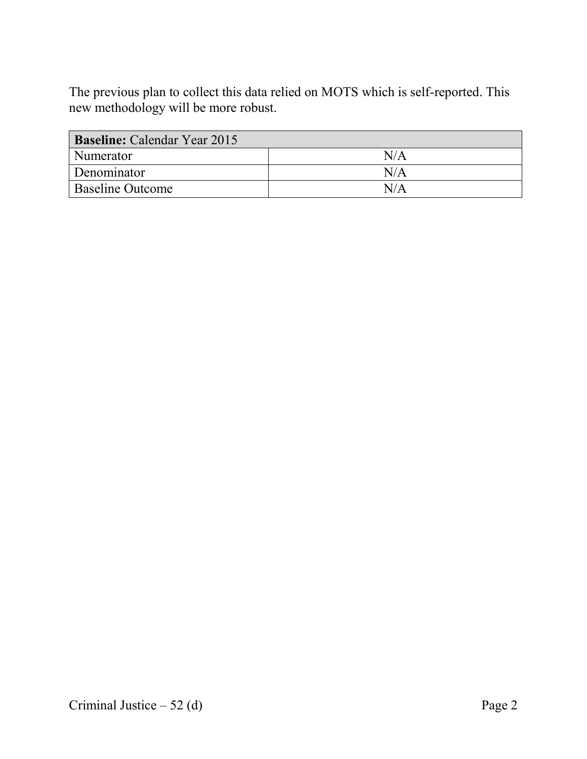The previous plan to collect this data relied on MOTS which is self-reported. This new methodology will be more robust.

| **Baseline:** Calendar Year 2015 | |
|---|---|
| Numerator | N/A |
| Denominator | N/A |
| Baseline Outcome | N/A |